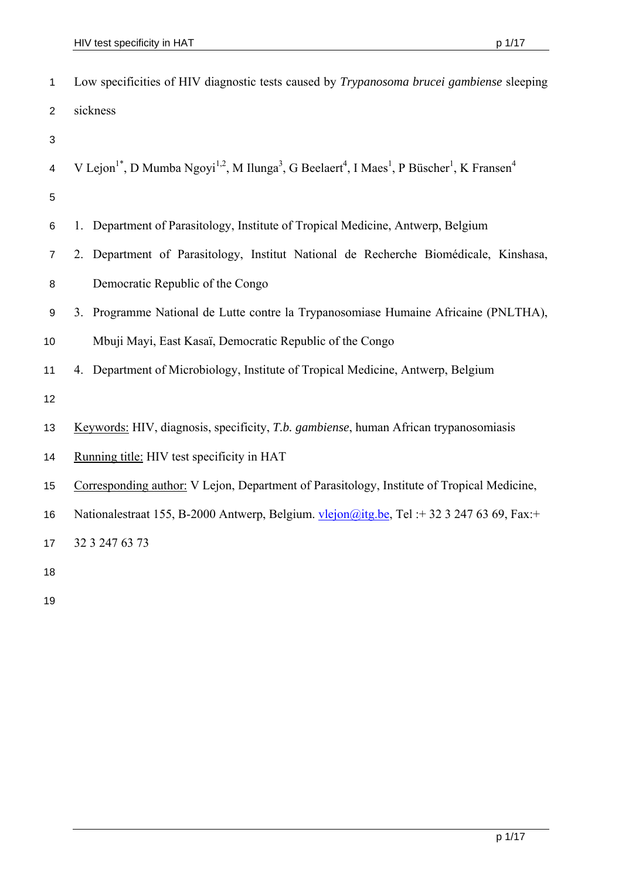# Low specificities of HIV diagnostic tests caused by *Trypanosoma brucei gambiense* sleeping sickness

V Lejon[1*], D Mumba Ngoyi[1,2], M Ilunga[3], G Beelaert[4], I Maes[1], P Büscher[1], K Fransen[4]

1. Department of Parasitology, Institute of Tropical Medicine, Antwerp, Belgium
2. Department of Parasitology, Institut National de Recherche Biomédicale, Kinshasa, Democratic Republic of the Congo
3. Programme National de Lutte contre la Trypanosomiase Humaine Africaine (PNLTHA), Mbuji Mayi, East Kasaï, Democratic Republic of the Congo
4. Department of Microbiology, Institute of Tropical Medicine, Antwerp, Belgium

Keywords: HIV, diagnosis, specificity, *T.b. gambiense*, human African trypanosomiasis

Running title: HIV test specificity in HAT

Corresponding author: V Lejon, Department of Parasitology, Institute of Tropical Medicine, Nationalestraat 155, B-2000 Antwerp, Belgium. vlejon@itg.be, Tel :+ 32 3 247 63 69, Fax:+ 32 3 247 63 73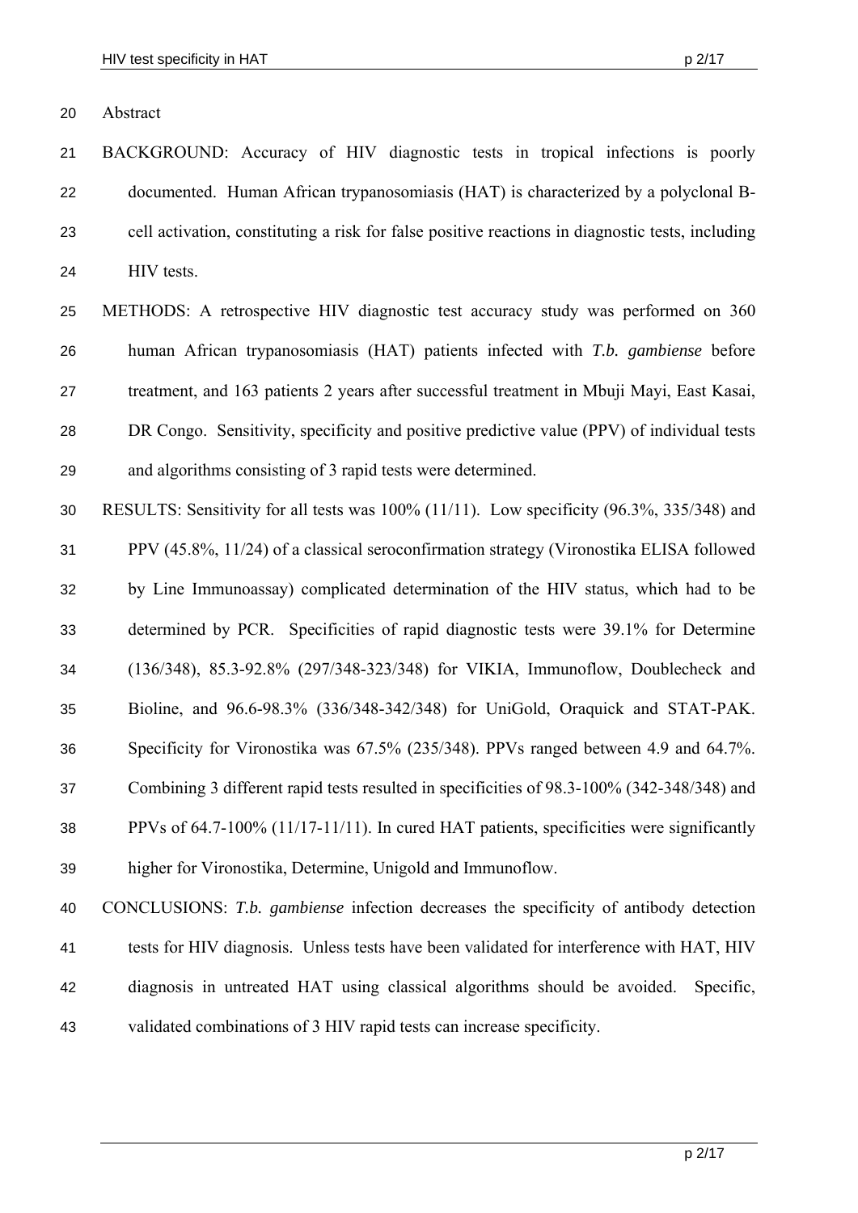## Abstract

BACKGROUND: Accuracy of HIV diagnostic tests in tropical infections is poorly documented. Human African trypanosomiasis (HAT) is characterized by a polyclonal B-cell activation, constituting a risk for false positive reactions in diagnostic tests, including HIV tests.

METHODS: A retrospective HIV diagnostic test accuracy study was performed on 360 human African trypanosomiasis (HAT) patients infected with *T.b. gambiense* before treatment, and 163 patients 2 years after successful treatment in Mbuji Mayi, East Kasai, DR Congo. Sensitivity, specificity and positive predictive value (PPV) of individual tests and algorithms consisting of 3 rapid tests were determined.

RESULTS: Sensitivity for all tests was 100% (11/11). Low specificity (96.3%, 335/348) and PPV (45.8%, 11/24) of a classical seroconfirmation strategy (Vironostika ELISA followed by Line Immunoassay) complicated determination of the HIV status, which had to be determined by PCR. Specificities of rapid diagnostic tests were 39.1% for Determine (136/348), 85.3-92.8% (297/348-323/348) for VIKIA, Immunoflow, Doublecheck and Bioline, and 96.6-98.3% (336/348-342/348) for UniGold, Oraquick and STAT-PAK. Specificity for Vironostika was 67.5% (235/348). PPVs ranged between 4.9 and 64.7%. Combining 3 different rapid tests resulted in specificities of 98.3-100% (342-348/348) and PPVs of 64.7-100% (11/17-11/11). In cured HAT patients, specificities were significantly higher for Vironostika, Determine, Unigold and Immunoflow.

CONCLUSIONS: *T.b. gambiense* infection decreases the specificity of antibody detection tests for HIV diagnosis. Unless tests have been validated for interference with HAT, HIV diagnosis in untreated HAT using classical algorithms should be avoided. Specific, validated combinations of 3 HIV rapid tests can increase specificity.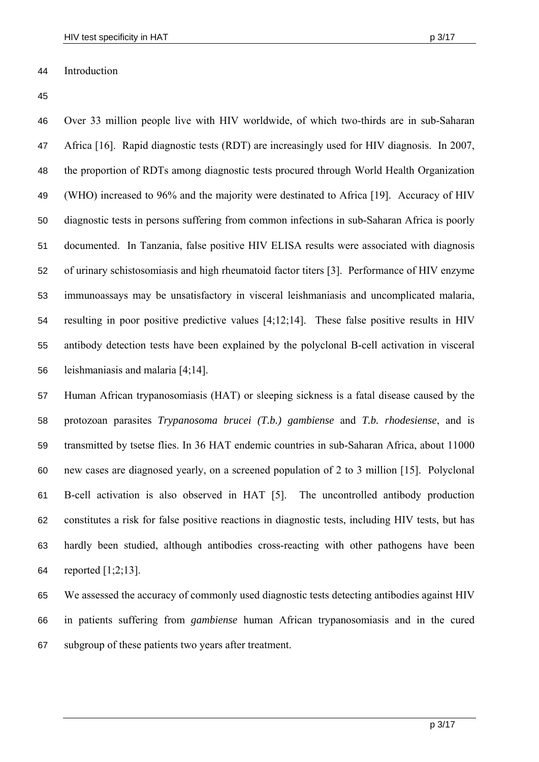## Introduction

Over 33 million people live with HIV worldwide, of which two-thirds are in sub-Saharan Africa [16]. Rapid diagnostic tests (RDT) are increasingly used for HIV diagnosis. In 2007, the proportion of RDTs among diagnostic tests procured through World Health Organization (WHO) increased to 96% and the majority were destinated to Africa [19]. Accuracy of HIV diagnostic tests in persons suffering from common infections in sub-Saharan Africa is poorly documented. In Tanzania, false positive HIV ELISA results were associated with diagnosis of urinary schistosomiasis and high rheumatoid factor titers [3]. Performance of HIV enzyme immunoassays may be unsatisfactory in visceral leishmaniasis and uncomplicated malaria, resulting in poor positive predictive values [4;12;14]. These false positive results in HIV antibody detection tests have been explained by the polyclonal B-cell activation in visceral leishmaniasis and malaria [4;14].

Human African trypanosomiasis (HAT) or sleeping sickness is a fatal disease caused by the protozoan parasites *Trypanosoma brucei (T.b.) gambiense* and *T.b. rhodesiense*, and is transmitted by tsetse flies. In 36 HAT endemic countries in sub-Saharan Africa, about 11000 new cases are diagnosed yearly, on a screened population of 2 to 3 million [15]. Polyclonal B-cell activation is also observed in HAT [5]. The uncontrolled antibody production constitutes a risk for false positive reactions in diagnostic tests, including HIV tests, but has hardly been studied, although antibodies cross-reacting with other pathogens have been reported [1;2;13].

We assessed the accuracy of commonly used diagnostic tests detecting antibodies against HIV in patients suffering from *gambiense* human African trypanosomiasis and in the cured subgroup of these patients two years after treatment.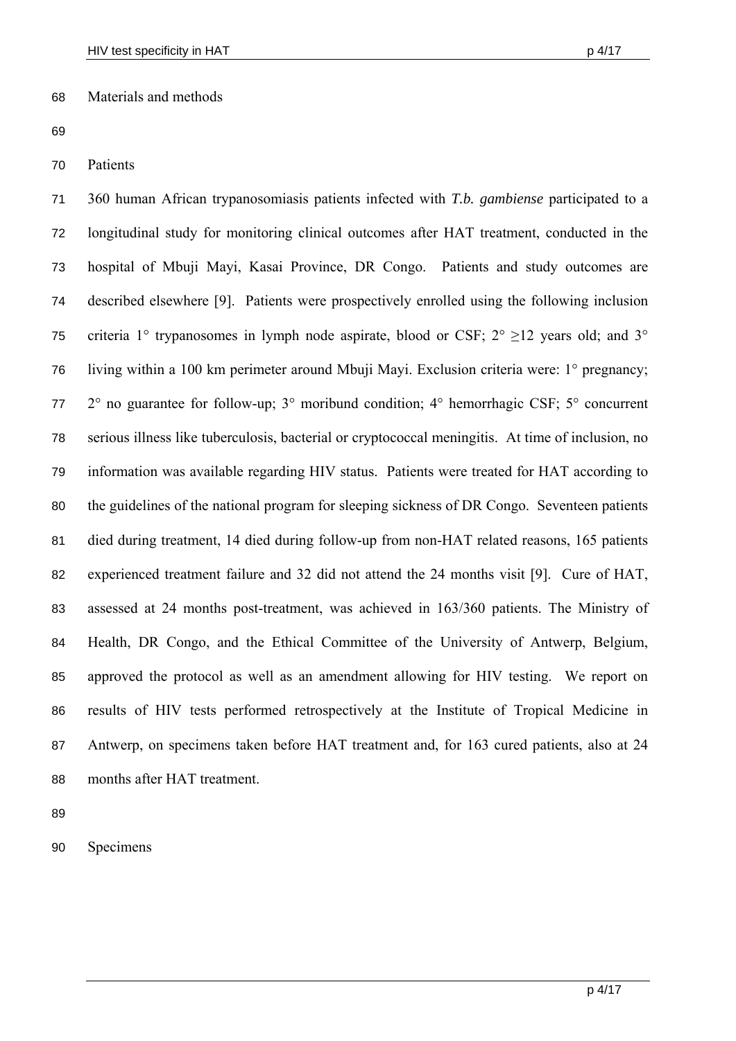## Materials and methods

### Patients

360 human African trypanosomiasis patients infected with *T.b. gambiense* participated to a longitudinal study for monitoring clinical outcomes after HAT treatment, conducted in the hospital of Mbuji Mayi, Kasai Province, DR Congo. Patients and study outcomes are described elsewhere [9]. Patients were prospectively enrolled using the following inclusion criteria 1° trypanosomes in lymph node aspirate, blood or CSF; 2° ≥12 years old; and 3° living within a 100 km perimeter around Mbuji Mayi. Exclusion criteria were: 1° pregnancy; 2° no guarantee for follow-up; 3° moribund condition; 4° hemorrhagic CSF; 5° concurrent serious illness like tuberculosis, bacterial or cryptococcal meningitis. At time of inclusion, no information was available regarding HIV status. Patients were treated for HAT according to the guidelines of the national program for sleeping sickness of DR Congo. Seventeen patients died during treatment, 14 died during follow-up from non-HAT related reasons, 165 patients experienced treatment failure and 32 did not attend the 24 months visit [9]. Cure of HAT, assessed at 24 months post-treatment, was achieved in 163/360 patients. The Ministry of Health, DR Congo, and the Ethical Committee of the University of Antwerp, Belgium, approved the protocol as well as an amendment allowing for HIV testing. We report on results of HIV tests performed retrospectively at the Institute of Tropical Medicine in Antwerp, on specimens taken before HAT treatment and, for 163 cured patients, also at 24 months after HAT treatment.

### Specimens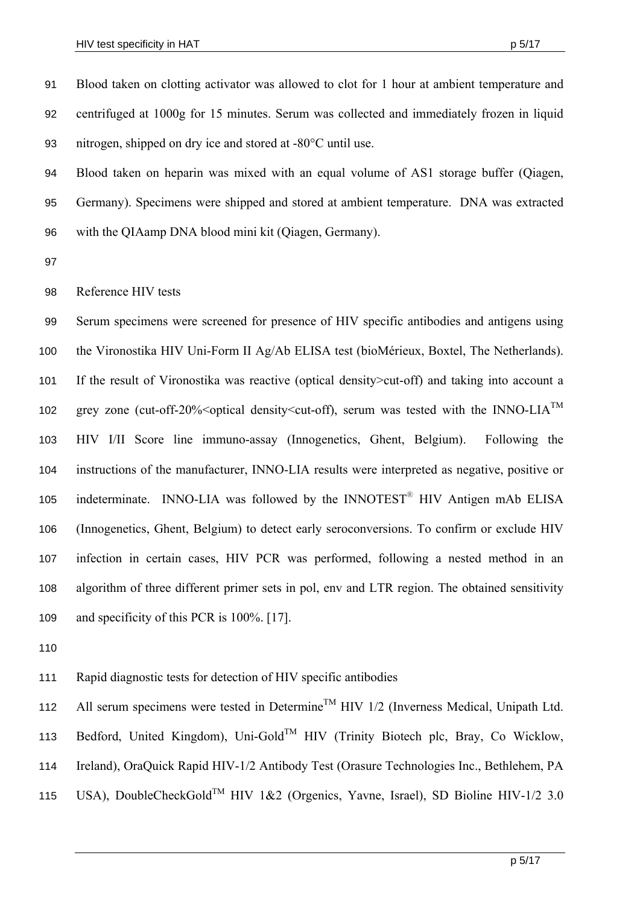Blood taken on clotting activator was allowed to clot for 1 hour at ambient temperature and centrifuged at 1000g for 15 minutes. Serum was collected and immediately frozen in liquid nitrogen, shipped on dry ice and stored at -80°C until use.

Blood taken on heparin was mixed with an equal volume of AS1 storage buffer (Qiagen, Germany). Specimens were shipped and stored at ambient temperature. DNA was extracted with the QIAamp DNA blood mini kit (Qiagen, Germany).

### Reference HIV tests

Serum specimens were screened for presence of HIV specific antibodies and antigens using the Vironostika HIV Uni-Form II Ag/Ab ELISA test (bioMérieux, Boxtel, The Netherlands). If the result of Vironostika was reactive (optical density>cut-off) and taking into account a grey zone (cut-off-20%<optical density<cut-off), serum was tested with the INNO-LIA™ HIV I/II Score line immuno-assay (Innogenetics, Ghent, Belgium). Following the instructions of the manufacturer, INNO-LIA results were interpreted as negative, positive or indeterminate. INNO-LIA was followed by the INNOTEST® HIV Antigen mAb ELISA (Innogenetics, Ghent, Belgium) to detect early seroconversions. To confirm or exclude HIV infection in certain cases, HIV PCR was performed, following a nested method in an algorithm of three different primer sets in pol, env and LTR region. The obtained sensitivity and specificity of this PCR is 100%. [17].

### Rapid diagnostic tests for detection of HIV specific antibodies

All serum specimens were tested in Determine™ HIV 1/2 (Inverness Medical, Unipath Ltd. Bedford, United Kingdom), Uni-Gold™ HIV (Trinity Biotech plc, Bray, Co Wicklow, Ireland), OraQuick Rapid HIV-1/2 Antibody Test (Orasure Technologies Inc., Bethlehem, PA USA), DoubleCheckGold™ HIV 1&2 (Orgenics, Yavne, Israel), SD Bioline HIV-1/2 3.0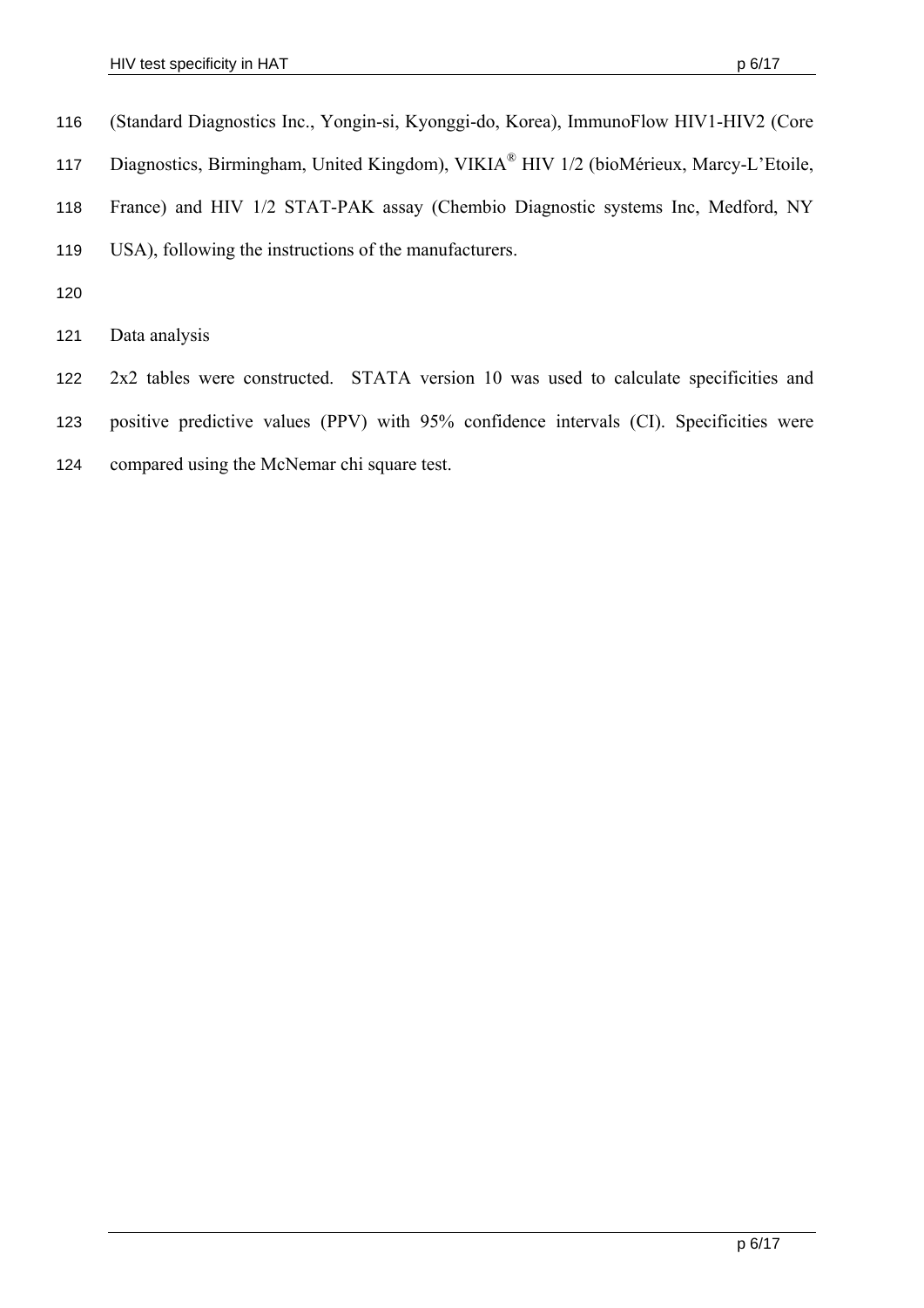(Standard Diagnostics Inc., Yongin-si, Kyonggi-do, Korea), ImmunoFlow HIV1-HIV2 (Core Diagnostics, Birmingham, United Kingdom), VIKIA® HIV 1/2 (bioMérieux, Marcy-L'Etoile, France) and HIV 1/2 STAT-PAK assay (Chembio Diagnostic systems Inc, Medford, NY USA), following the instructions of the manufacturers.

Data analysis

2x2 tables were constructed. STATA version 10 was used to calculate specificities and positive predictive values (PPV) with 95% confidence intervals (CI). Specificities were compared using the McNemar chi square test.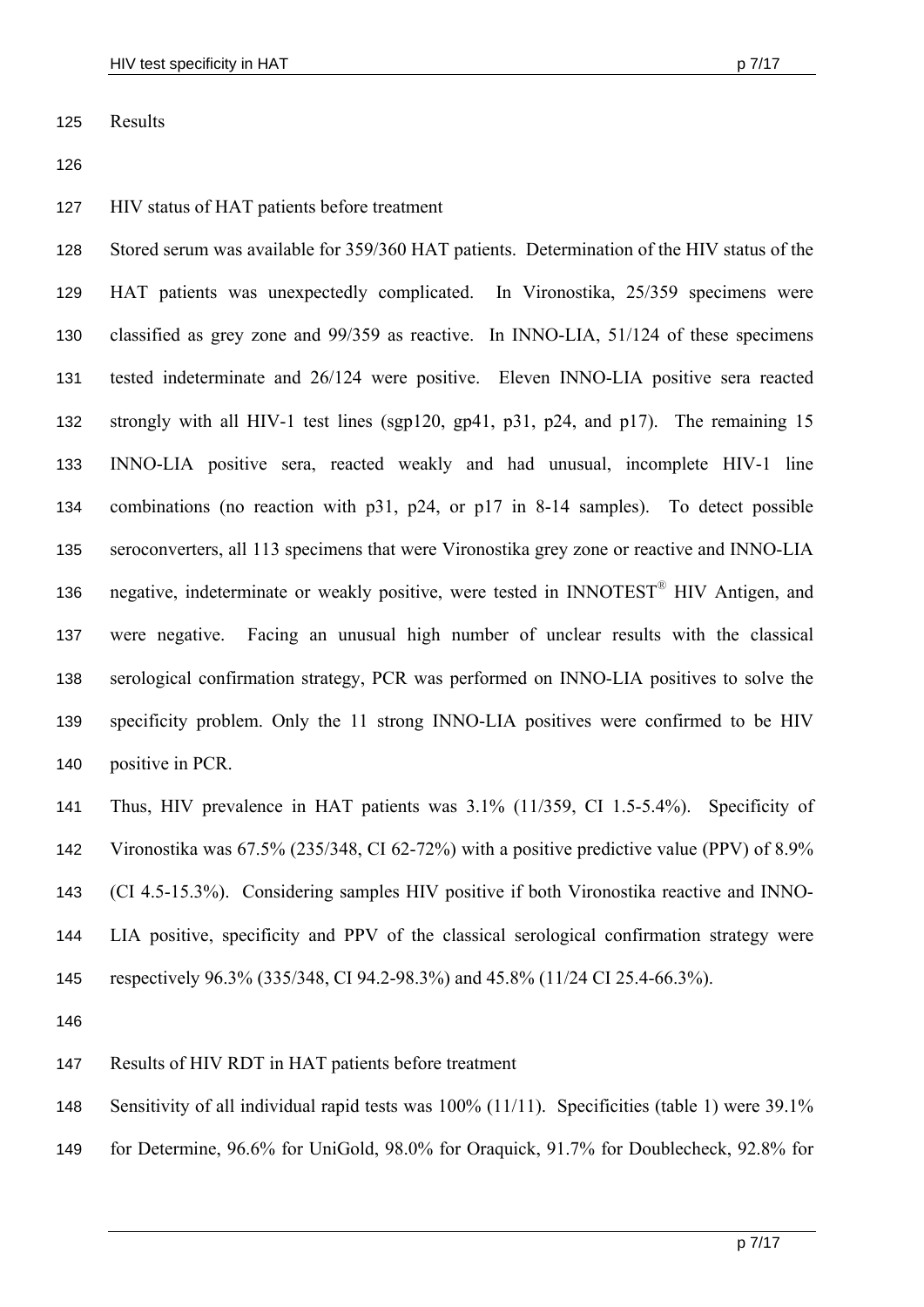## Results

### HIV status of HAT patients before treatment

Stored serum was available for 359/360 HAT patients. Determination of the HIV status of the HAT patients was unexpectedly complicated. In Vironostika, 25/359 specimens were classified as grey zone and 99/359 as reactive. In INNO-LIA, 51/124 of these specimens tested indeterminate and 26/124 were positive. Eleven INNO-LIA positive sera reacted strongly with all HIV-1 test lines (sgp120, gp41, p31, p24, and p17). The remaining 15 INNO-LIA positive sera, reacted weakly and had unusual, incomplete HIV-1 line combinations (no reaction with p31, p24, or p17 in 8-14 samples). To detect possible seroconverters, all 113 specimens that were Vironostika grey zone or reactive and INNO-LIA negative, indeterminate or weakly positive, were tested in INNOTEST® HIV Antigen, and were negative. Facing an unusual high number of unclear results with the classical serological confirmation strategy, PCR was performed on INNO-LIA positives to solve the specificity problem. Only the 11 strong INNO-LIA positives were confirmed to be HIV positive in PCR.

Thus, HIV prevalence in HAT patients was 3.1% (11/359, CI 1.5-5.4%). Specificity of Vironostika was 67.5% (235/348, CI 62-72%) with a positive predictive value (PPV) of 8.9% (CI 4.5-15.3%). Considering samples HIV positive if both Vironostika reactive and INNO-LIA positive, specificity and PPV of the classical serological confirmation strategy were respectively 96.3% (335/348, CI 94.2-98.3%) and 45.8% (11/24 CI 25.4-66.3%).

### Results of HIV RDT in HAT patients before treatment

Sensitivity of all individual rapid tests was 100% (11/11). Specificities (table 1) were 39.1% for Determine, 96.6% for UniGold, 98.0% for Oraquick, 91.7% for Doublecheck, 92.8% for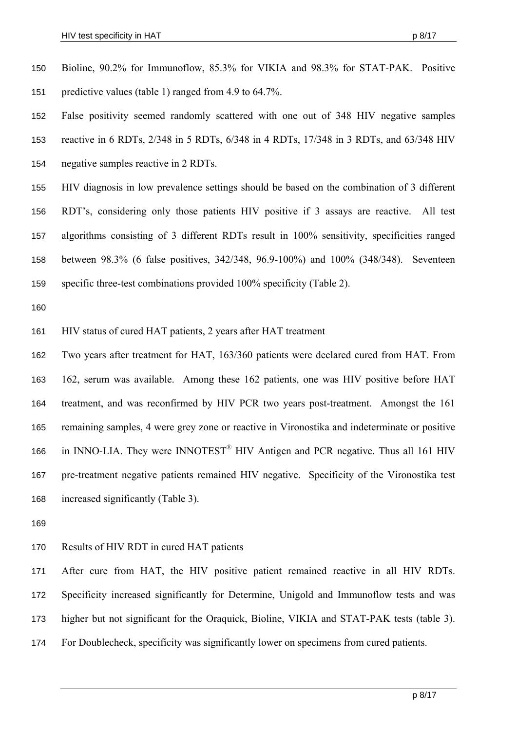Bioline, 90.2% for Immunoflow, 85.3% for VIKIA and 98.3% for STAT-PAK. Positive predictive values (table 1) ranged from 4.9 to 64.7%.

False positivity seemed randomly scattered with one out of 348 HIV negative samples reactive in 6 RDTs, 2/348 in 5 RDTs, 6/348 in 4 RDTs, 17/348 in 3 RDTs, and 63/348 HIV negative samples reactive in 2 RDTs.

HIV diagnosis in low prevalence settings should be based on the combination of 3 different RDT's, considering only those patients HIV positive if 3 assays are reactive. All test algorithms consisting of 3 different RDTs result in 100% sensitivity, specificities ranged between 98.3% (6 false positives, 342/348, 96.9-100%) and 100% (348/348). Seventeen specific three-test combinations provided 100% specificity (Table 2).

HIV status of cured HAT patients, 2 years after HAT treatment

Two years after treatment for HAT, 163/360 patients were declared cured from HAT. From 162, serum was available. Among these 162 patients, one was HIV positive before HAT treatment, and was reconfirmed by HIV PCR two years post-treatment. Amongst the 161 remaining samples, 4 were grey zone or reactive in Vironostika and indeterminate or positive in INNO-LIA. They were INNOTEST® HIV Antigen and PCR negative. Thus all 161 HIV pre-treatment negative patients remained HIV negative. Specificity of the Vironostika test increased significantly (Table 3).

Results of HIV RDT in cured HAT patients

After cure from HAT, the HIV positive patient remained reactive in all HIV RDTs. Specificity increased significantly for Determine, Unigold and Immunoflow tests and was higher but not significant for the Oraquick, Bioline, VIKIA and STAT-PAK tests (table 3). For Doublecheck, specificity was significantly lower on specimens from cured patients.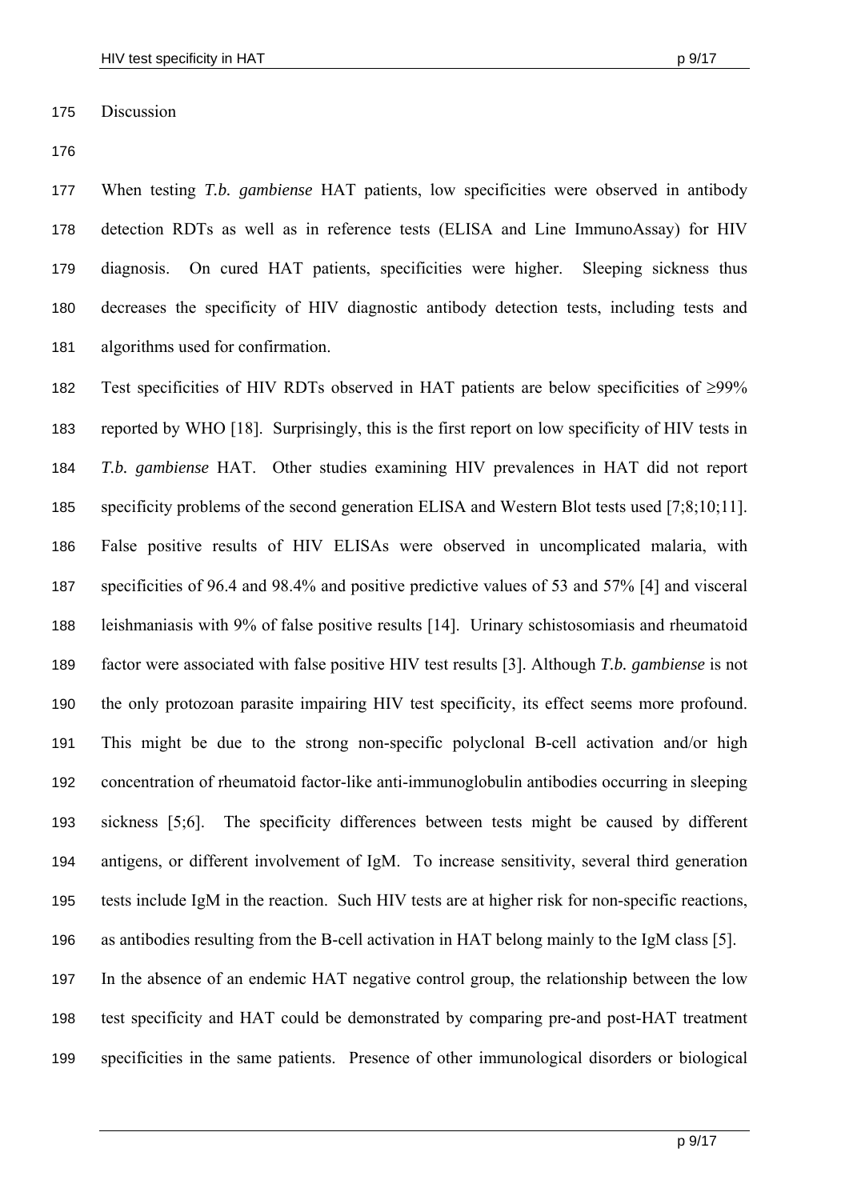## Discussion

When testing *T.b. gambiense* HAT patients, low specificities were observed in antibody detection RDTs as well as in reference tests (ELISA and Line ImmunoAssay) for HIV diagnosis. On cured HAT patients, specificities were higher. Sleeping sickness thus decreases the specificity of HIV diagnostic antibody detection tests, including tests and algorithms used for confirmation.

Test specificities of HIV RDTs observed in HAT patients are below specificities of ≥99% reported by WHO [18]. Surprisingly, this is the first report on low specificity of HIV tests in *T.b. gambiense* HAT. Other studies examining HIV prevalences in HAT did not report specificity problems of the second generation ELISA and Western Blot tests used [7;8;10;11]. False positive results of HIV ELISAs were observed in uncomplicated malaria, with specificities of 96.4 and 98.4% and positive predictive values of 53 and 57% [4] and visceral leishmaniasis with 9% of false positive results [14]. Urinary schistosomiasis and rheumatoid factor were associated with false positive HIV test results [3]. Although *T.b. gambiense* is not the only protozoan parasite impairing HIV test specificity, its effect seems more profound. This might be due to the strong non-specific polyclonal B-cell activation and/or high concentration of rheumatoid factor-like anti-immunoglobulin antibodies occurring in sleeping sickness [5;6]. The specificity differences between tests might be caused by different antigens, or different involvement of IgM. To increase sensitivity, several third generation tests include IgM in the reaction. Such HIV tests are at higher risk for non-specific reactions, as antibodies resulting from the B-cell activation in HAT belong mainly to the IgM class [5].

In the absence of an endemic HAT negative control group, the relationship between the low test specificity and HAT could be demonstrated by comparing pre-and post-HAT treatment specificities in the same patients. Presence of other immunological disorders or biological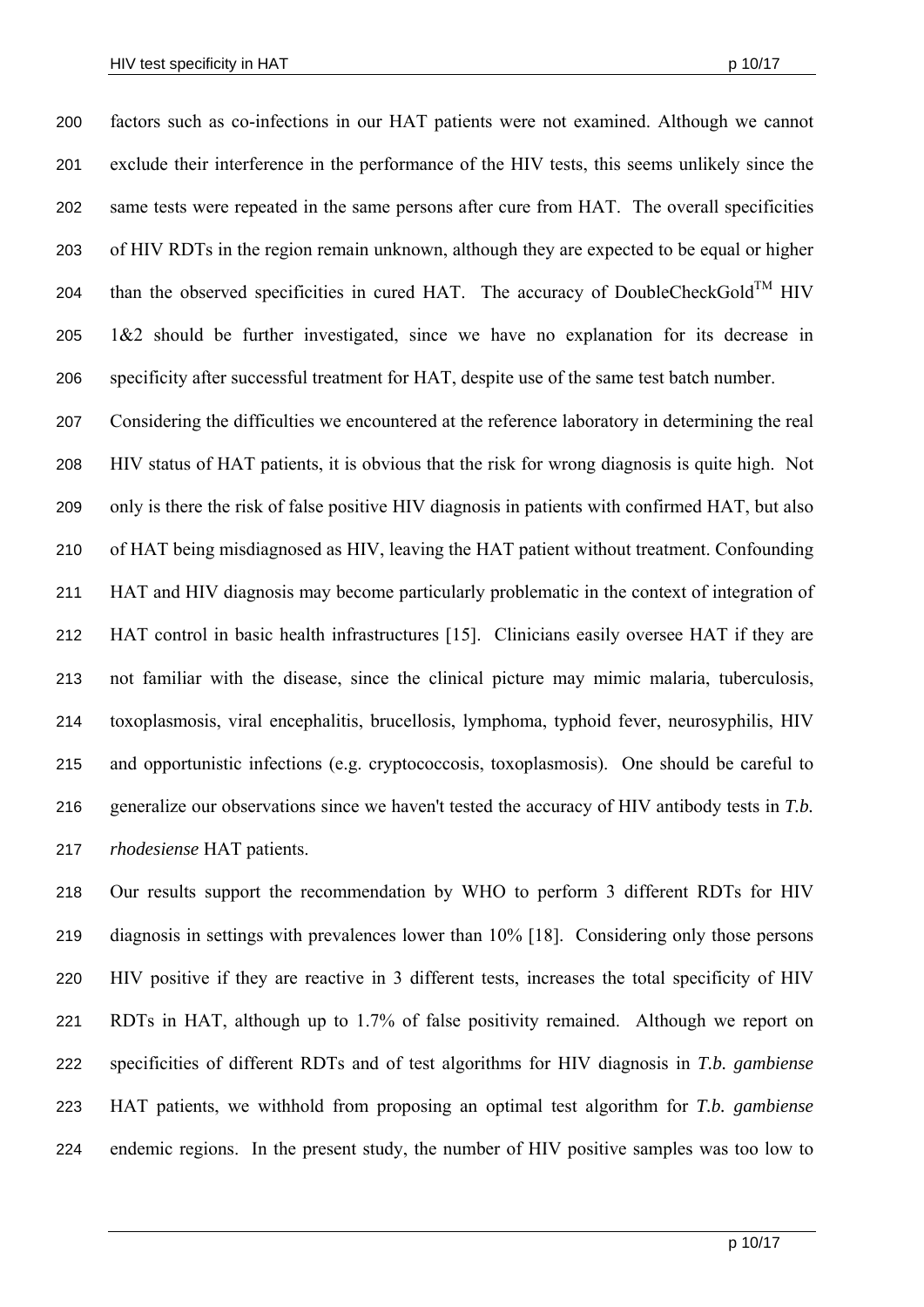factors such as co-infections in our HAT patients were not examined. Although we cannot exclude their interference in the performance of the HIV tests, this seems unlikely since the same tests were repeated in the same persons after cure from HAT. The overall specificities of HIV RDTs in the region remain unknown, although they are expected to be equal or higher than the observed specificities in cured HAT. The accuracy of DoubleCheckGold™ HIV 1&2 should be further investigated, since we have no explanation for its decrease in specificity after successful treatment for HAT, despite use of the same test batch number.

Considering the difficulties we encountered at the reference laboratory in determining the real HIV status of HAT patients, it is obvious that the risk for wrong diagnosis is quite high. Not only is there the risk of false positive HIV diagnosis in patients with confirmed HAT, but also of HAT being misdiagnosed as HIV, leaving the HAT patient without treatment. Confounding HAT and HIV diagnosis may become particularly problematic in the context of integration of HAT control in basic health infrastructures [15]. Clinicians easily oversee HAT if they are not familiar with the disease, since the clinical picture may mimic malaria, tuberculosis, toxoplasmosis, viral encephalitis, brucellosis, lymphoma, typhoid fever, neurosyphilis, HIV and opportunistic infections (e.g. cryptococcosis, toxoplasmosis). One should be careful to generalize our observations since we haven't tested the accuracy of HIV antibody tests in *T.b. rhodesiense* HAT patients.

Our results support the recommendation by WHO to perform 3 different RDTs for HIV diagnosis in settings with prevalences lower than 10% [18]. Considering only those persons HIV positive if they are reactive in 3 different tests, increases the total specificity of HIV RDTs in HAT, although up to 1.7% of false positivity remained. Although we report on specificities of different RDTs and of test algorithms for HIV diagnosis in *T.b. gambiense* HAT patients, we withhold from proposing an optimal test algorithm for *T.b. gambiense* endemic regions. In the present study, the number of HIV positive samples was too low to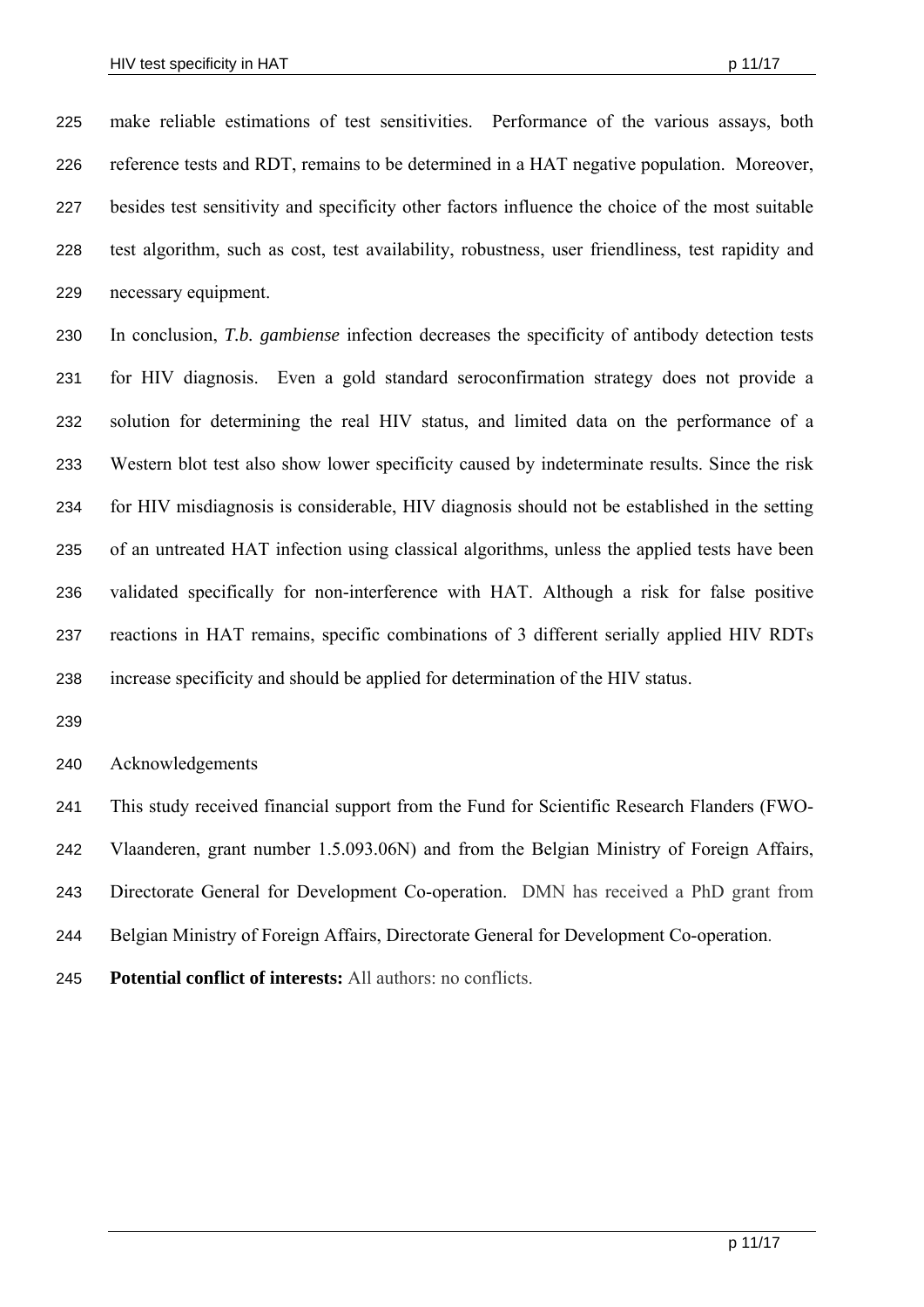make reliable estimations of test sensitivities. Performance of the various assays, both reference tests and RDT, remains to be determined in a HAT negative population. Moreover, besides test sensitivity and specificity other factors influence the choice of the most suitable test algorithm, such as cost, test availability, robustness, user friendliness, test rapidity and necessary equipment.

In conclusion, *T.b. gambiense* infection decreases the specificity of antibody detection tests for HIV diagnosis. Even a gold standard seroconfirmation strategy does not provide a solution for determining the real HIV status, and limited data on the performance of a Western blot test also show lower specificity caused by indeterminate results. Since the risk for HIV misdiagnosis is considerable, HIV diagnosis should not be established in the setting of an untreated HAT infection using classical algorithms, unless the applied tests have been validated specifically for non-interference with HAT. Although a risk for false positive reactions in HAT remains, specific combinations of 3 different serially applied HIV RDTs increase specificity and should be applied for determination of the HIV status.

## Acknowledgements

This study received financial support from the Fund for Scientific Research Flanders (FWO-Vlaanderen, grant number 1.5.093.06N) and from the Belgian Ministry of Foreign Affairs, Directorate General for Development Co-operation. DMN has received a PhD grant from Belgian Ministry of Foreign Affairs, Directorate General for Development Co-operation.

**Potential conflict of interests:** All authors: no conflicts.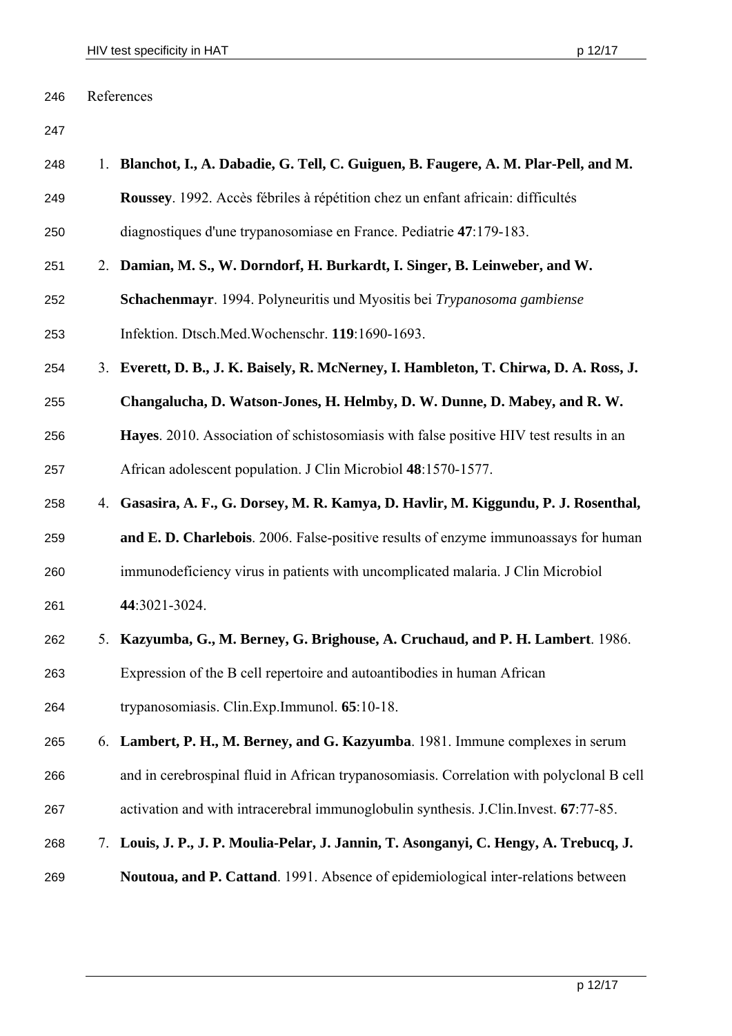References

1. **Blanchot, I., A. Dabadie, G. Tell, C. Guiguen, B. Faugere, A. M. Plar-Pell, and M. Roussey**. 1992. Accès fébriles à répétition chez un enfant africain: difficultés diagnostiques d'une trypanosomiase en France. Pediatrie **47**:179-183.
2. **Damian, M. S., W. Dorndorf, H. Burkardt, I. Singer, B. Leinweber, and W. Schachenmayr**. 1994. Polyneuritis und Myositis bei *Trypanosoma gambiense* Infektion. Dtsch.Med.Wochenschr. **119**:1690-1693.
3. **Everett, D. B., J. K. Baisely, R. McNerney, I. Hambleton, T. Chirwa, D. A. Ross, J. Changalucha, D. Watson-Jones, H. Helmby, D. W. Dunne, D. Mabey, and R. W. Hayes**. 2010. Association of schistosomiasis with false positive HIV test results in an African adolescent population. J Clin Microbiol **48**:1570-1577.
4. **Gasasira, A. F., G. Dorsey, M. R. Kamya, D. Havlir, M. Kiggundu, P. J. Rosenthal, and E. D. Charlebois**. 2006. False-positive results of enzyme immunoassays for human immunodeficiency virus in patients with uncomplicated malaria. J Clin Microbiol **44**:3021-3024.
5. **Kazyumba, G., M. Berney, G. Brighouse, A. Cruchaud, and P. H. Lambert**. 1986. Expression of the B cell repertoire and autoantibodies in human African trypanosomiasis. Clin.Exp.Immunol. **65**:10-18.
6. **Lambert, P. H., M. Berney, and G. Kazyumba**. 1981. Immune complexes in serum and in cerebrospinal fluid in African trypanosomiasis. Correlation with polyclonal B cell activation and with intracerebral immunoglobulin synthesis. J.Clin.Invest. **67**:77-85.
7. **Louis, J. P., J. P. Moulia-Pelar, J. Jannin, T. Asonganyi, C. Hengy, A. Trebucq, J. Noutoua, and P. Cattand**. 1991. Absence of epidemiological inter-relations between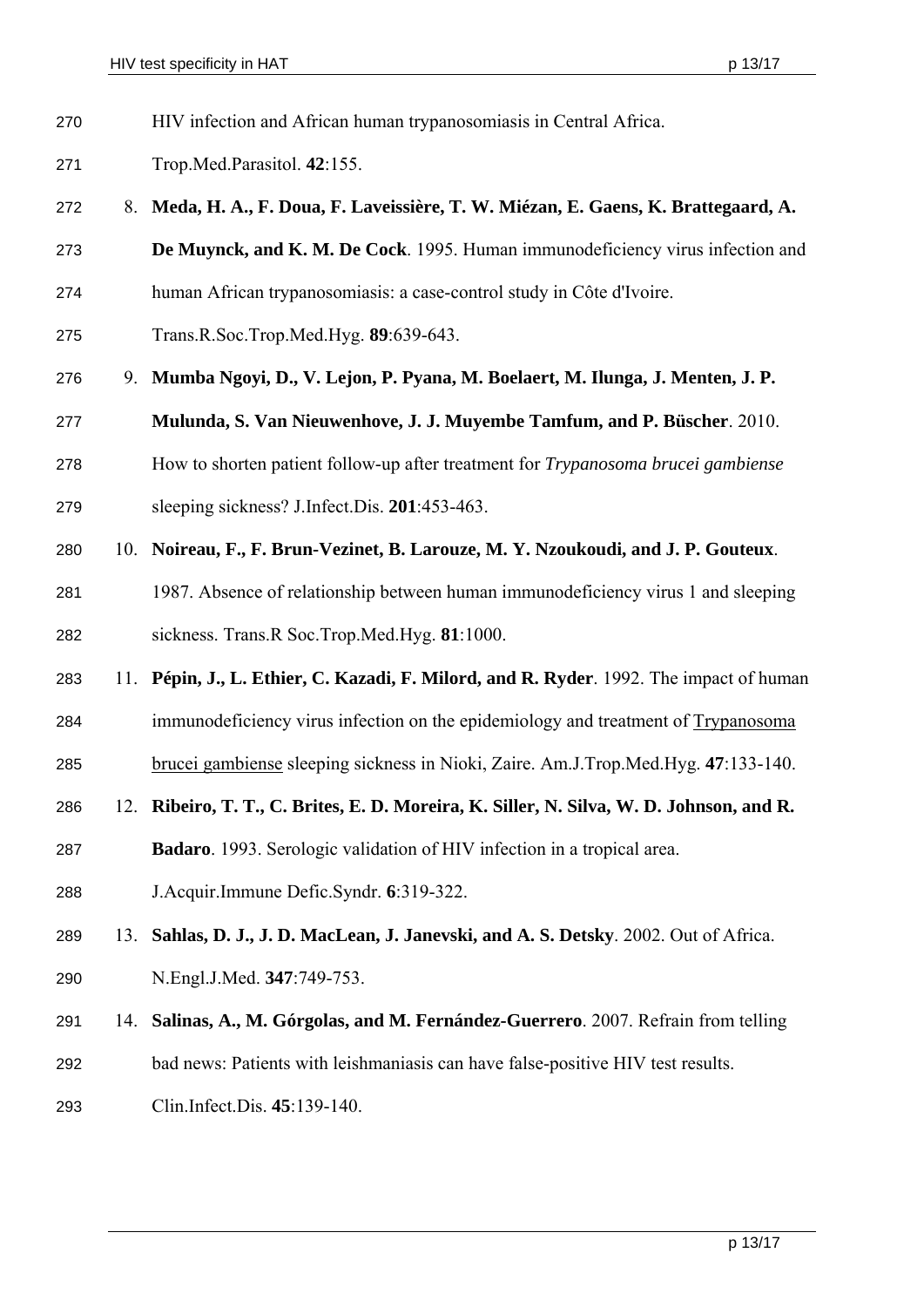HIV infection and African human trypanosomiasis in Central Africa. Trop.Med.Parasitol. **42**:155.

8. **Meda, H. A., F. Doua, F. Laveissière, T. W. Miézan, E. Gaens, K. Brattegaard, A. De Muynck, and K. M. De Cock**. 1995. Human immunodeficiency virus infection and human African trypanosomiasis: a case-control study in Côte d'Ivoire. Trans.R.Soc.Trop.Med.Hyg. **89**:639-643.
9. **Mumba Ngoyi, D., V. Lejon, P. Pyana, M. Boelaert, M. Ilunga, J. Menten, J. P. Mulunda, S. Van Nieuwenhove, J. J. Muyembe Tamfum, and P. Büscher**. 2010. How to shorten patient follow-up after treatment for *Trypanosoma brucei gambiense* sleeping sickness? J.Infect.Dis. **201**:453-463.
10. **Noireau, F., F. Brun-Vezinet, B. Larouze, M. Y. Nzoukoudi, and J. P. Gouteux**. 1987. Absence of relationship between human immunodeficiency virus 1 and sleeping sickness. Trans.R Soc.Trop.Med.Hyg. **81**:1000.
11. **Pépin, J., L. Ethier, C. Kazadi, F. Milord, and R. Ryder**. 1992. The impact of human immunodeficiency virus infection on the epidemiology and treatment of Trypanosoma brucei gambiense sleeping sickness in Nioki, Zaire. Am.J.Trop.Med.Hyg. **47**:133-140.
12. **Ribeiro, T. T., C. Brites, E. D. Moreira, K. Siller, N. Silva, W. D. Johnson, and R. Badaro**. 1993. Serologic validation of HIV infection in a tropical area. J.Acquir.Immune Defic.Syndr. **6**:319-322.
13. **Sahlas, D. J., J. D. MacLean, J. Janevski, and A. S. Detsky**. 2002. Out of Africa. N.Engl.J.Med. **347**:749-753.
14. **Salinas, A., M. Górgolas, and M. Fernández-Guerrero**. 2007. Refrain from telling bad news: Patients with leishmaniasis can have false-positive HIV test results. Clin.Infect.Dis. **45**:139-140.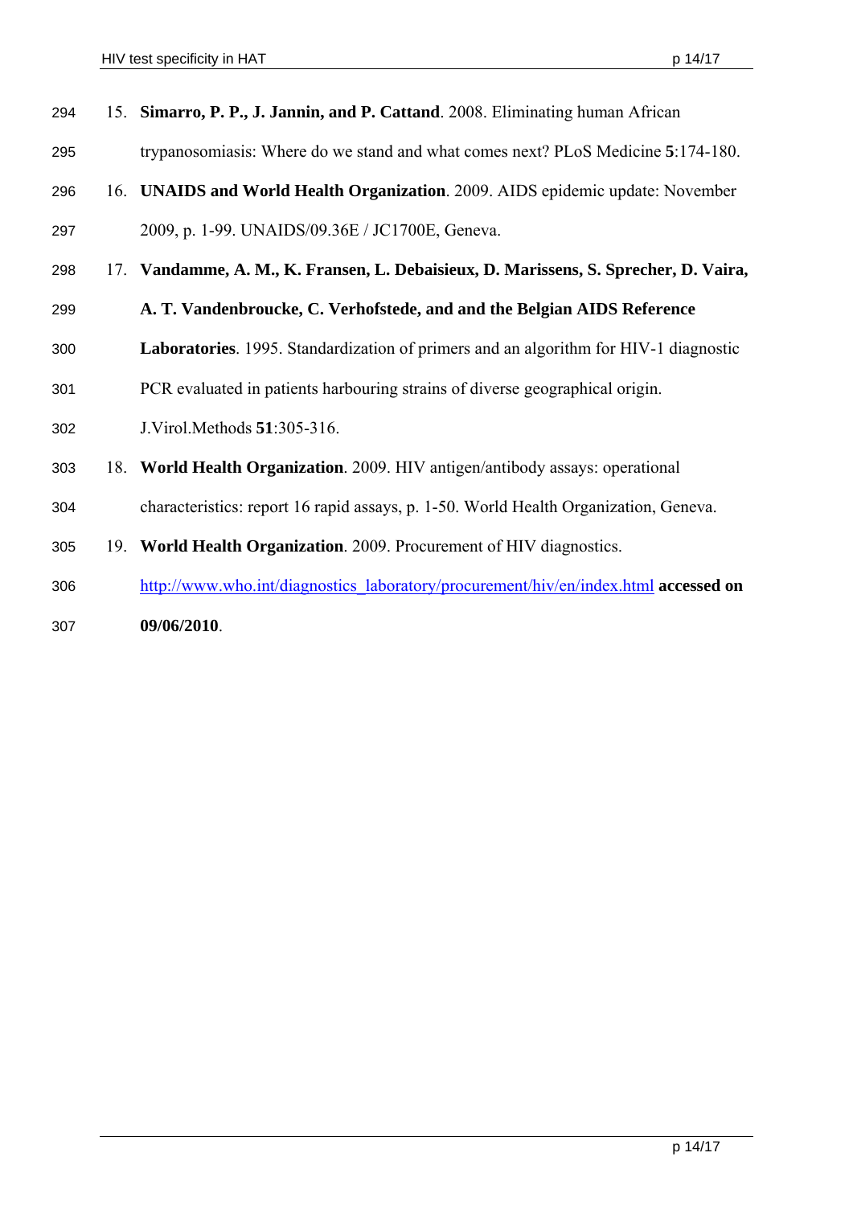15. **Simarro, P. P., J. Jannin, and P. Cattand**. 2008. Eliminating human African trypanosomiasis: Where do we stand and what comes next? PLoS Medicine **5**:174-180.
16. **UNAIDS and World Health Organization**. 2009. AIDS epidemic update: November 2009, p. 1-99. UNAIDS/09.36E / JC1700E, Geneva.
17. **Vandamme, A. M., K. Fransen, L. Debaisieux, D. Marissens, S. Sprecher, D. Vaira, A. T. Vandenbroucke, C. Verhofstede, and and the Belgian AIDS Reference Laboratories**. 1995. Standardization of primers and an algorithm for HIV-1 diagnostic PCR evaluated in patients harbouring strains of diverse geographical origin. J.Virol.Methods **51**:305-316.
18. **World Health Organization**. 2009. HIV antigen/antibody assays: operational characteristics: report 16 rapid assays, p. 1-50. World Health Organization, Geneva.
19. **World Health Organization**. 2009. Procurement of HIV diagnostics. http://www.who.int/diagnostics_laboratory/procurement/hiv/en/index.html **accessed on 09/06/2010**.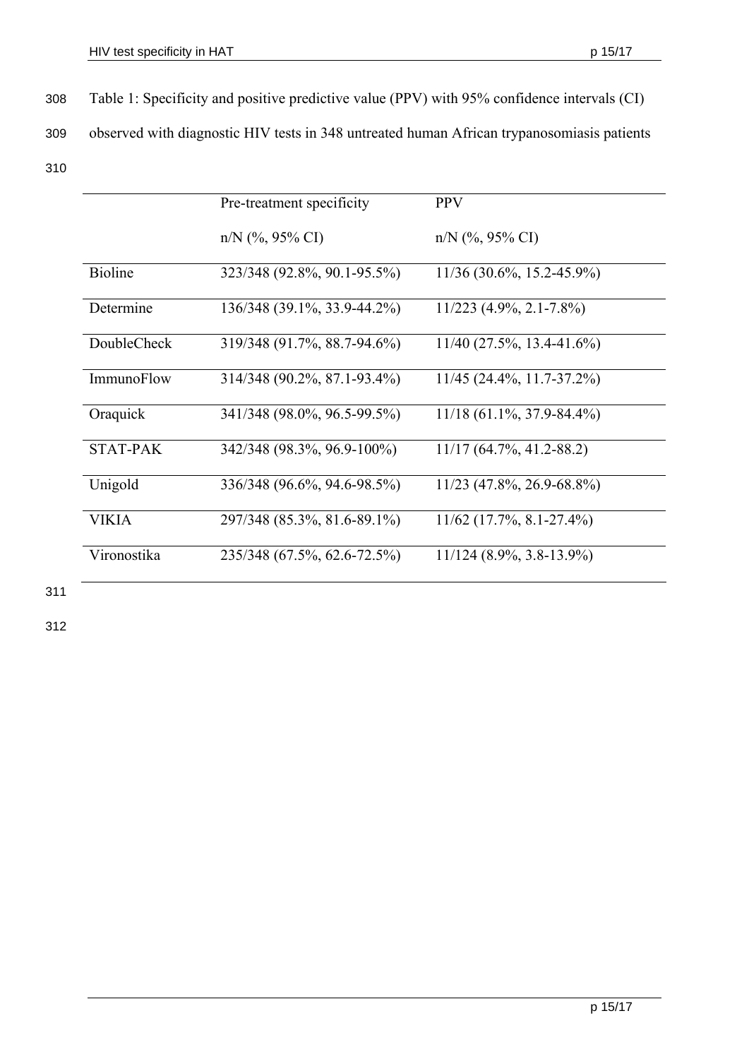Table 1: Specificity and positive predictive value (PPV) with 95% confidence intervals (CI) observed with diagnostic HIV tests in 348 untreated human African trypanosomiasis patients

| | Pre-treatment specificity n/N (%, 95% CI) | PPV n/N (%, 95% CI) |
|---|---|---|
| Bioline | 323/348 (92.8%, 90.1-95.5%) | 11/36 (30.6%, 15.2-45.9%) |
| Determine | 136/348 (39.1%, 33.9-44.2%) | 11/223 (4.9%, 2.1-7.8%) |
| DoubleCheck | 319/348 (91.7%, 88.7-94.6%) | 11/40 (27.5%, 13.4-41.6%) |
| ImmunoFlow | 314/348 (90.2%, 87.1-93.4%) | 11/45 (24.4%, 11.7-37.2%) |
| Oraquick | 341/348 (98.0%, 96.5-99.5%) | 11/18 (61.1%, 37.9-84.4%) |
| STAT-PAK | 342/348 (98.3%, 96.9-100%) | 11/17 (64.7%, 41.2-88.2) |
| Unigold | 336/348 (96.6%, 94.6-98.5%) | 11/23 (47.8%, 26.9-68.8%) |
| VIKIA | 297/348 (85.3%, 81.6-89.1%) | 11/62 (17.7%, 8.1-27.4%) |
| Vironostika | 235/348 (67.5%, 62.6-72.5%) | 11/124 (8.9%, 3.8-13.9%) |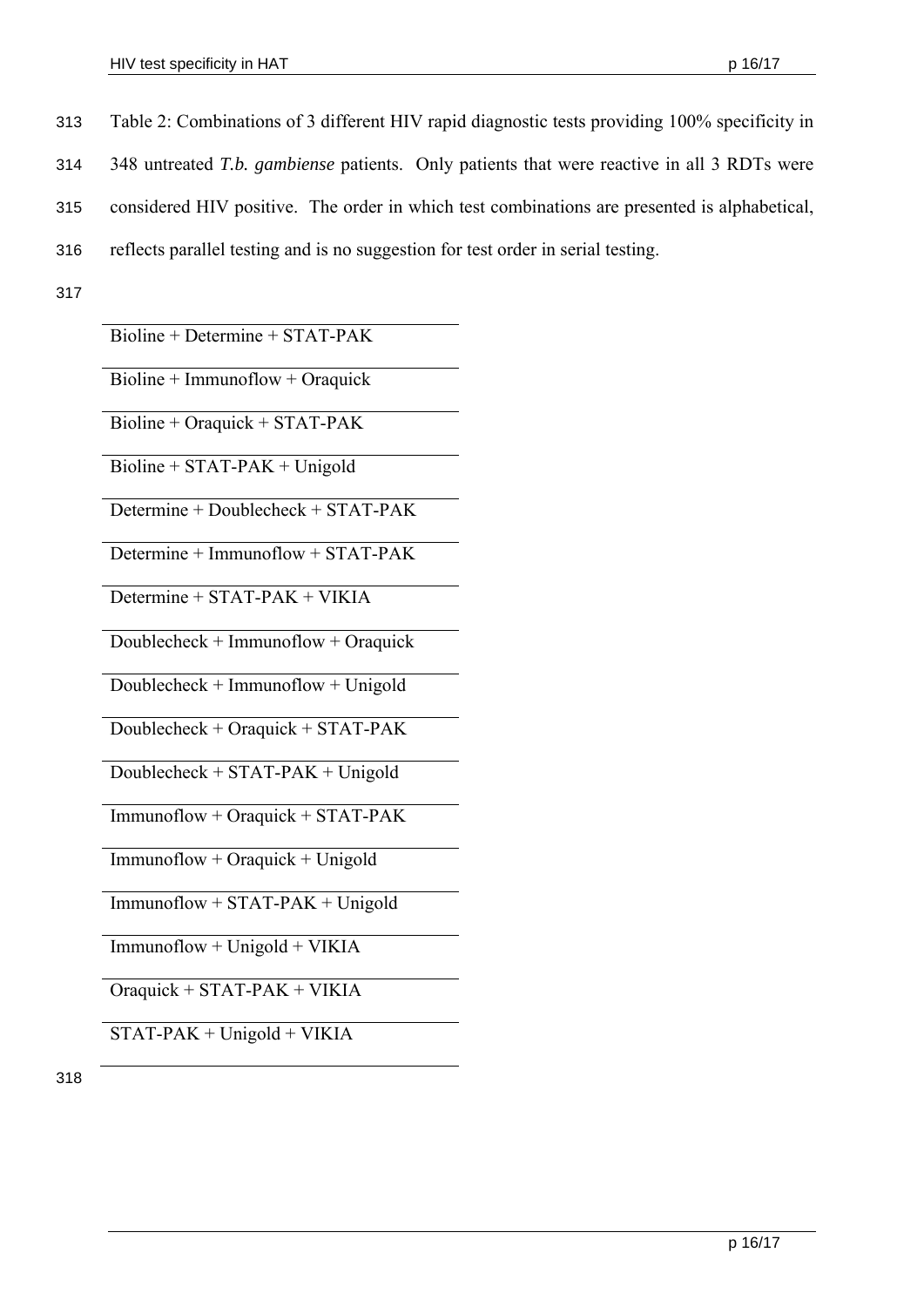Table 2: Combinations of 3 different HIV rapid diagnostic tests providing 100% specificity in 348 untreated *T.b. gambiense* patients. Only patients that were reactive in all 3 RDTs were considered HIV positive. The order in which test combinations are presented is alphabetical, reflects parallel testing and is no suggestion for test order in serial testing.

| Bioline + Determine + STAT-PAK |
|---|
| Bioline + Immunoflow + Oraquick |
| Bioline + Oraquick + STAT-PAK |
| Bioline + STAT-PAK + Unigold |
| Determine + Doublecheck + STAT-PAK |
| Determine + Immunoflow + STAT-PAK |
| Determine + STAT-PAK + VIKIA |
| Doublecheck + Immunoflow + Oraquick |
| Doublecheck + Immunoflow + Unigold |
| Doublecheck + Oraquick + STAT-PAK |
| Doublecheck + STAT-PAK + Unigold |
| Immunoflow + Oraquick + STAT-PAK |
| Immunoflow + Oraquick + Unigold |
| Immunoflow + STAT-PAK + Unigold |
| Immunoflow + Unigold + VIKIA |
| Oraquick + STAT-PAK + VIKIA |
| STAT-PAK + Unigold + VIKIA |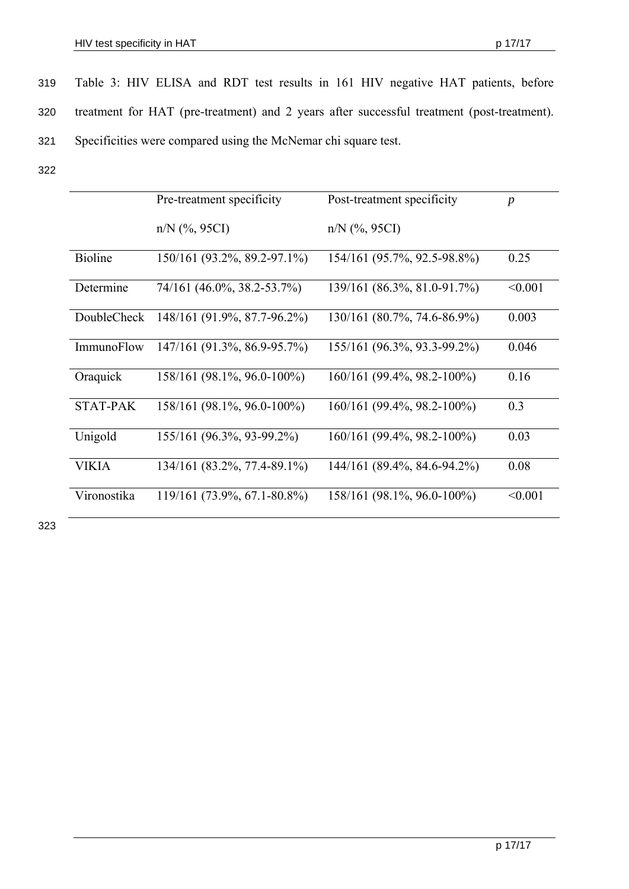Table 3: HIV ELISA and RDT test results in 161 HIV negative HAT patients, before treatment for HAT (pre-treatment) and 2 years after successful treatment (post-treatment). Specificities were compared using the McNemar chi square test.

| | Pre-treatment specificity n/N (%, 95CI) | Post-treatment specificity n/N (%, 95CI) | *p* |
|---|---|---|---|
| Bioline | 150/161 (93.2%, 89.2-97.1%) | 154/161 (95.7%, 92.5-98.8%) | 0.25 |
| Determine | 74/161 (46.0%, 38.2-53.7%) | 139/161 (86.3%, 81.0-91.7%) | <0.001 |
| DoubleCheck | 148/161 (91.9%, 87.7-96.2%) | 130/161 (80.7%, 74.6-86.9%) | 0.003 |
| ImmunoFlow | 147/161 (91.3%, 86.9-95.7%) | 155/161 (96.3%, 93.3-99.2%) | 0.046 |
| Oraquick | 158/161 (98.1%, 96.0-100%) | 160/161 (99.4%, 98.2-100%) | 0.16 |
| STAT-PAK | 158/161 (98.1%, 96.0-100%) | 160/161 (99.4%, 98.2-100%) | 0.3 |
| Unigold | 155/161 (96.3%, 93-99.2%) | 160/161 (99.4%, 98.2-100%) | 0.03 |
| VIKIA | 134/161 (83.2%, 77.4-89.1%) | 144/161 (89.4%, 84.6-94.2%) | 0.08 |
| Vironostika | 119/161 (73.9%, 67.1-80.8%) | 158/161 (98.1%, 96.0-100%) | <0.001 |